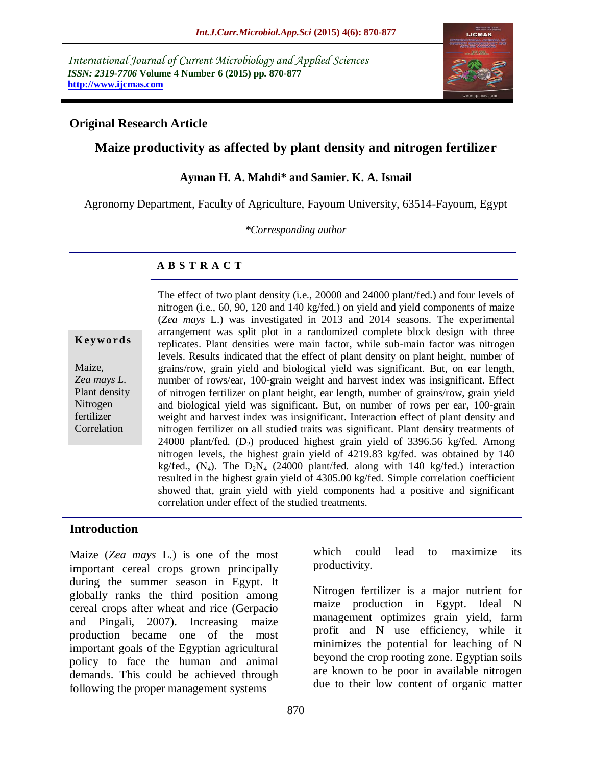International Journal of Current Microbiology and Applied Sciences
*ISSN: 2319-7706* **Volume 4 Number 6 (2015) pp. 870-877**
**http://www.ijcmas.com**

## Original Research Article

# Maize productivity as affected by plant density and nitrogen fertilizer

**Ayman H. A. Mahdi\* and Samier. K. A. Ismail**

Agronomy Department, Faculty of Agriculture, Fayoum University, 63514-Fayoum, Egypt

*\*Corresponding author*

### A B S T R A C T

**Keywords**

Maize, *Zea mays L.* Plant density Nitrogen fertilizer Correlation

The effect of two plant density (i.e., 20000 and 24000 plant/fed.) and four levels of nitrogen (i.e., 60, 90, 120 and 140 kg/fed.) on yield and yield components of maize (*Zea mays* L.) was investigated in 2013 and 2014 seasons. The experimental arrangement was split plot in a randomized complete block design with three replicates. Plant densities were main factor, while sub-main factor was nitrogen levels. Results indicated that the effect of plant density on plant height, number of grains/row, grain yield and biological yield was significant. But, on ear length, number of rows/ear, 100-grain weight and harvest index was insignificant. Effect of nitrogen fertilizer on plant height, ear length, number of grains/row, grain yield and biological yield was significant. But, on number of rows per ear, 100-grain weight and harvest index was insignificant. Interaction effect of plant density and nitrogen fertilizer on all studied traits was significant. Plant density treatments of 24000 plant/fed. ($D_2$) produced highest grain yield of 3396.56 kg/fed. Among nitrogen levels, the highest grain yield of 4219.83 kg/fed. was obtained by 140 kg/fed., ($N_4$). The $D_2N_4$ (24000 plant/fed. along with 140 kg/fed.) interaction resulted in the highest grain yield of 4305.00 kg/fed. Simple correlation coefficient showed that, grain yield with yield components had a positive and significant correlation under effect of the studied treatments.

## Introduction

Maize (*Zea mays* L.) is one of the most important cereal crops grown principally during the summer season in Egypt. It globally ranks the third position among cereal crops after wheat and rice (Gerpacio and Pingali, 2007). Increasing maize production became one of the most important goals of the Egyptian agricultural policy to face the human and animal demands. This could be achieved through following the proper management systems which could lead to maximize its productivity.

Nitrogen fertilizer is a major nutrient for maize production in Egypt. Ideal N management optimizes grain yield, farm profit and N use efficiency, while it minimizes the potential for leaching of N beyond the crop rooting zone. Egyptian soils are known to be poor in available nitrogen due to their low content of organic matter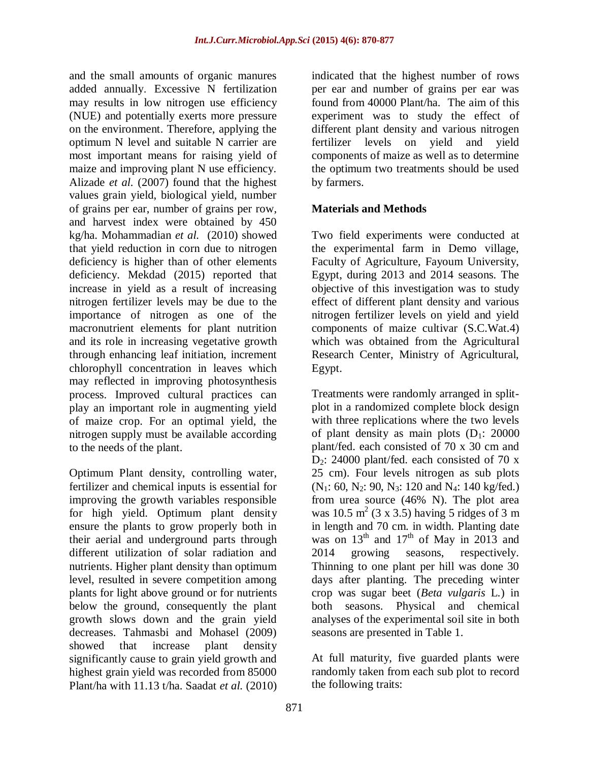and the small amounts of organic manures added annually. Excessive N fertilization may results in low nitrogen use efficiency (NUE) and potentially exerts more pressure on the environment. Therefore, applying the optimum N level and suitable N carrier are most important means for raising yield of maize and improving plant N use efficiency. Alizade *et al.* (2007) found that the highest values grain yield, biological yield, number of grains per ear, number of grains per row, and harvest index were obtained by 450 kg/ha. Mohammadian *et al.* (2010) showed that yield reduction in corn due to nitrogen deficiency is higher than of other elements deficiency. Mekdad (2015) reported that increase in yield as a result of increasing nitrogen fertilizer levels may be due to the importance of nitrogen as one of the macronutrient elements for plant nutrition and its role in increasing vegetative growth through enhancing leaf initiation, increment chlorophyll concentration in leaves which may reflected in improving photosynthesis process. Improved cultural practices can play an important role in augmenting yield of maize crop. For an optimal yield, the nitrogen supply must be available according to the needs of the plant.

Optimum Plant density, controlling water, fertilizer and chemical inputs is essential for improving the growth variables responsible for high yield. Optimum plant density ensure the plants to grow properly both in their aerial and underground parts through different utilization of solar radiation and nutrients. Higher plant density than optimum level, resulted in severe competition among plants for light above ground or for nutrients below the ground, consequently the plant growth slows down and the grain yield decreases. Tahmasbi and Mohasel (2009) showed that increase plant density significantly cause to grain yield growth and highest grain yield was recorded from 85000 Plant/ha with 11.13 t/ha. Saadat *et al.* (2010) indicated that the highest number of rows per ear and number of grains per ear was found from 40000 Plant/ha. The aim of this experiment was to study the effect of different plant density and various nitrogen fertilizer levels on yield and yield components of maize as well as to determine the optimum two treatments should be used by farmers.

## Materials and Methods

Two field experiments were conducted at the experimental farm in Demo village, Faculty of Agriculture, Fayoum University, Egypt, during 2013 and 2014 seasons. The objective of this investigation was to study effect of different plant density and various nitrogen fertilizer levels on yield and yield components of maize cultivar (S.C.Wat.4) which was obtained from the Agricultural Research Center, Ministry of Agricultural, Egypt.

Treatments were randomly arranged in split-plot in a randomized complete block design with three replications where the two levels of plant density as main plots ($D_1$: 20000 plant/fed. each consisted of 70 x 30 cm and $D_2$: 24000 plant/fed. each consisted of 70 x 25 cm). Four levels nitrogen as sub plots ($N_1$: 60, $N_2$: 90, $N_3$: 120 and $N_4$: 140 kg/fed.) from urea source (46% N). The plot area was 10.5 $m^2$ (3 x 3.5) having 5 ridges of 3 m in length and 70 cm. in width. Planting date was on $13^{th}$ and $17^{th}$ of May in 2013 and 2014 growing seasons, respectively. Thinning to one plant per hill was done 30 days after planting. The preceding winter crop was sugar beet (*Beta vulgaris* L.) in both seasons. Physical and chemical analyses of the experimental soil site in both seasons are presented in Table 1.

At full maturity, five guarded plants were randomly taken from each sub plot to record the following traits: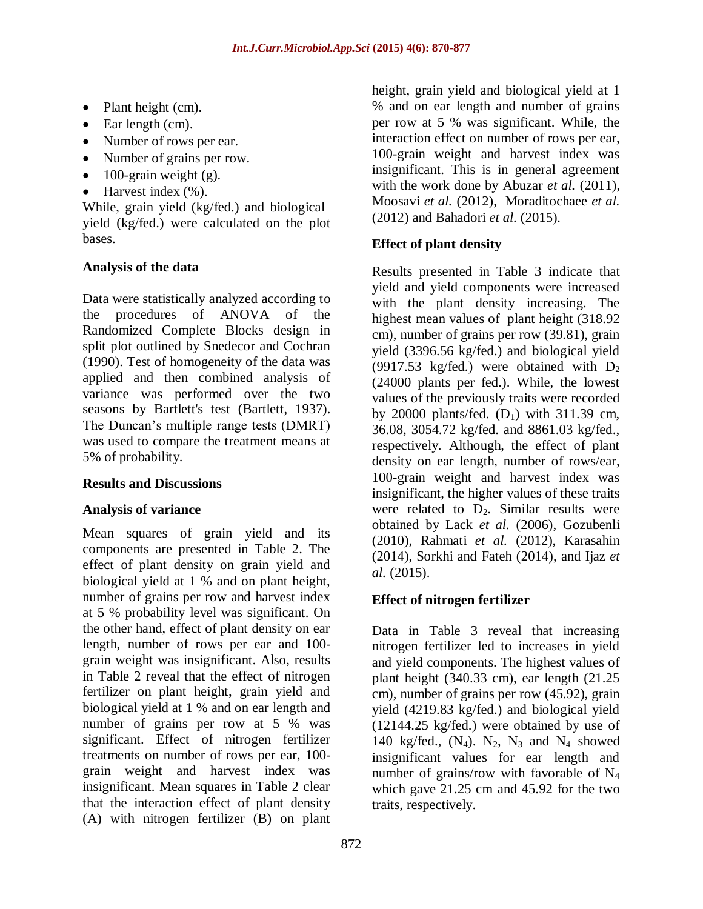- Plant height (cm).
- Ear length (cm).
- Number of rows per ear.
- Number of grains per row.
- 100-grain weight (g).
- Harvest index (%).

While, grain yield (kg/fed.) and biological yield (kg/fed.) were calculated on the plot bases.

### Analysis of the data

Data were statistically analyzed according to the procedures of ANOVA of the Randomized Complete Blocks design in split plot outlined by Snedecor and Cochran (1990). Test of homogeneity of the data was applied and then combined analysis of variance was performed over the two seasons by Bartlett's test (Bartlett, 1937). The Duncan's multiple range tests (DMRT) was used to compare the treatment means at 5% of probability.

## Results and Discussions

### Analysis of variance

Mean squares of grain yield and its components are presented in Table 2. The effect of plant density on grain yield and biological yield at 1 % and on plant height, number of grains per row and harvest index at 5 % probability level was significant. On the other hand, effect of plant density on ear length, number of rows per ear and 100-grain weight was insignificant. Also, results in Table 2 reveal that the effect of nitrogen fertilizer on plant height, grain yield and biological yield at 1 % and on ear length and number of grains per row at 5 % was significant. Effect of nitrogen fertilizer treatments on number of rows per ear, 100-grain weight and harvest index was insignificant. Mean squares in Table 2 clear that the interaction effect of plant density (A) with nitrogen fertilizer (B) on plant height, grain yield and biological yield at 1 % and on ear length and number of grains per row at 5 % was significant. While, the interaction effect on number of rows per ear, 100-grain weight and harvest index was insignificant. This is in general agreement with the work done by Abuzar *et al.* (2011), Moosavi *et al.* (2012), Moraditochaee *et al.* (2012) and Bahadori *et al.* (2015).

### Effect of plant density

Results presented in Table 3 indicate that yield and yield components were increased with the plant density increasing. The highest mean values of plant height (318.92 cm), number of grains per row (39.81), grain yield (3396.56 kg/fed.) and biological yield (9917.53 kg/fed.) were obtained with $D_2$ (24000 plants per fed.). While, the lowest values of the previously traits were recorded by 20000 plants/fed. ($D_1$) with 311.39 cm, 36.08, 3054.72 kg/fed. and 8861.03 kg/fed., respectively. Although, the effect of plant density on ear length, number of rows/ear, 100-grain weight and harvest index was insignificant, the higher values of these traits were related to $D_2$. Similar results were obtained by Lack *et al.* (2006), Gozubenli (2010), Rahmati *et al.* (2012), Karasahin (2014), Sorkhi and Fateh (2014), and Ijaz *et al.* (2015).

### Effect of nitrogen fertilizer

Data in Table 3 reveal that increasing nitrogen fertilizer led to increases in yield and yield components. The highest values of plant height (340.33 cm), ear length (21.25 cm), number of grains per row (45.92), grain yield (4219.83 kg/fed.) and biological yield (12144.25 kg/fed.) were obtained by use of 140 kg/fed., ($N_4$). $N_2$, $N_3$ and $N_4$ showed insignificant values for ear length and number of grains/row with favorable of $N_4$ which gave 21.25 cm and 45.92 for the two traits, respectively.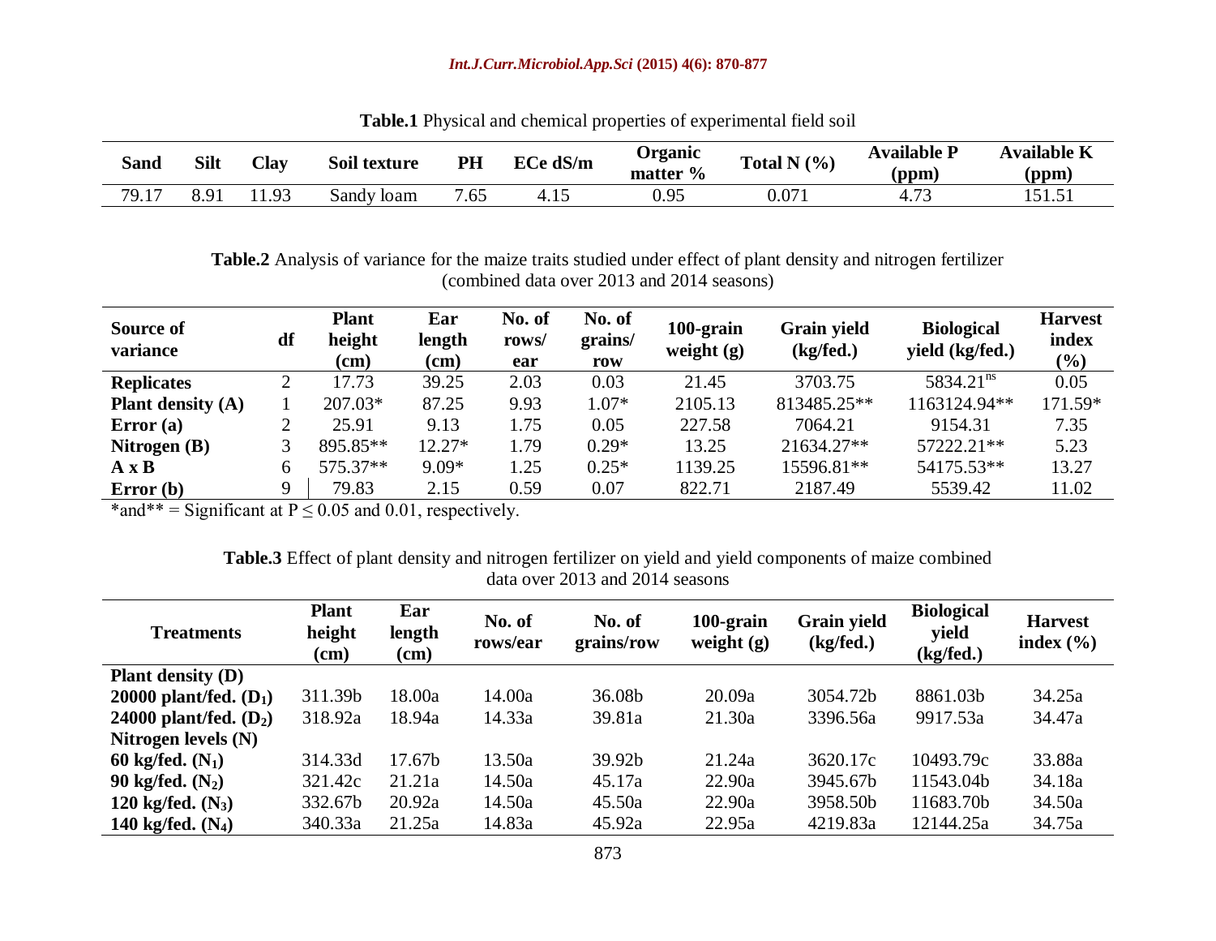**Table.1** Physical and chemical properties of experimental field soil

| Sand | Silt | Clay | Soil texture | PH | ECe dS/m | Organic matter % | Total N (%) | Available P (ppm) | Available K (ppm) |
|---|---|---|---|---|---|---|---|---|---|
| 79.17 | 8.91 | 11.93 | Sandy loam | 7.65 | 4.15 | 0.95 | 0.071 | 4.73 | 151.51 |

**Table.2** Analysis of variance for the maize traits studied under effect of plant density and nitrogen fertilizer (combined data over 2013 and 2014 seasons)

| Source of variance | df | Plant height (cm) | Ear length (cm) | No. of rows/ ear | No. of grains/ row | 100-grain weight (g) | Grain yield (kg/fed.) | Biological yield (kg/fed.) | Harvest index (%) |
|---|---|---|---|---|---|---|---|---|---|
| **Replicates** | 2 | 17.73 | 39.25 | 2.03 | 0.03 | 21.45 | 3703.75 | 5834.21$^{ns}$ | 0.05 |
| **Plant density (A)** | 1 | 207.03* | 87.25 | 9.93 | 1.07* | 2105.13 | 813485.25** | 1163124.94** | 171.59* |
| **Error (a)** | 2 | 25.91 | 9.13 | 1.75 | 0.05 | 227.58 | 7064.21 | 9154.31 | 7.35 |
| **Nitrogen (B)** | 3 | 895.85** | 12.27* | 1.79 | 0.29* | 13.25 | 21634.27** | 57222.21** | 5.23 |
| **A x B** | 6 | 575.37** | 9.09* | 1.25 | 0.25* | 1139.25 | 15596.81** | 54175.53** | 13.27 |
| **Error (b)** | 9 | 79.83 | 2.15 | 0.59 | 0.07 | 822.71 | 2187.49 | 5539.42 | 11.02 |

*and** = Significant at $P \leq 0.05$ and 0.01, respectively.

**Table.3** Effect of plant density and nitrogen fertilizer on yield and yield components of maize combined data over 2013 and 2014 seasons

| Treatments | Plant height (cm) | Ear length (cm) | No. of rows/ear | No. of grains/row | 100-grain weight (g) | Grain yield (kg/fed.) | Biological yield (kg/fed.) | Harvest index (%) |
|---|---|---|---|---|---|---|---|---|
| **Plant density (D)** | | | | | | | | |
| **20000 plant/fed. ($D_1$)** | 311.39b | 18.00a | 14.00a | 36.08b | 20.09a | 3054.72b | 8861.03b | 34.25a |
| **24000 plant/fed. ($D_2$)** | 318.92a | 18.94a | 14.33a | 39.81a | 21.30a | 3396.56a | 9917.53a | 34.47a |
| **Nitrogen levels (N)** | | | | | | | | |
| **60 kg/fed. ($N_1$)** | 314.33d | 17.67b | 13.50a | 39.92b | 21.24a | 3620.17c | 10493.79c | 33.88a |
| **90 kg/fed. ($N_2$)** | 321.42c | 21.21a | 14.50a | 45.17a | 22.90a | 3945.67b | 11543.04b | 34.18a |
| **120 kg/fed. ($N_3$)** | 332.67b | 20.92a | 14.50a | 45.50a | 22.90a | 3958.50b | 11683.70b | 34.50a |
| **140 kg/fed. ($N_4$)** | 340.33a | 21.25a | 14.83a | 45.92a | 22.95a | 4219.83a | 12144.25a | 34.75a |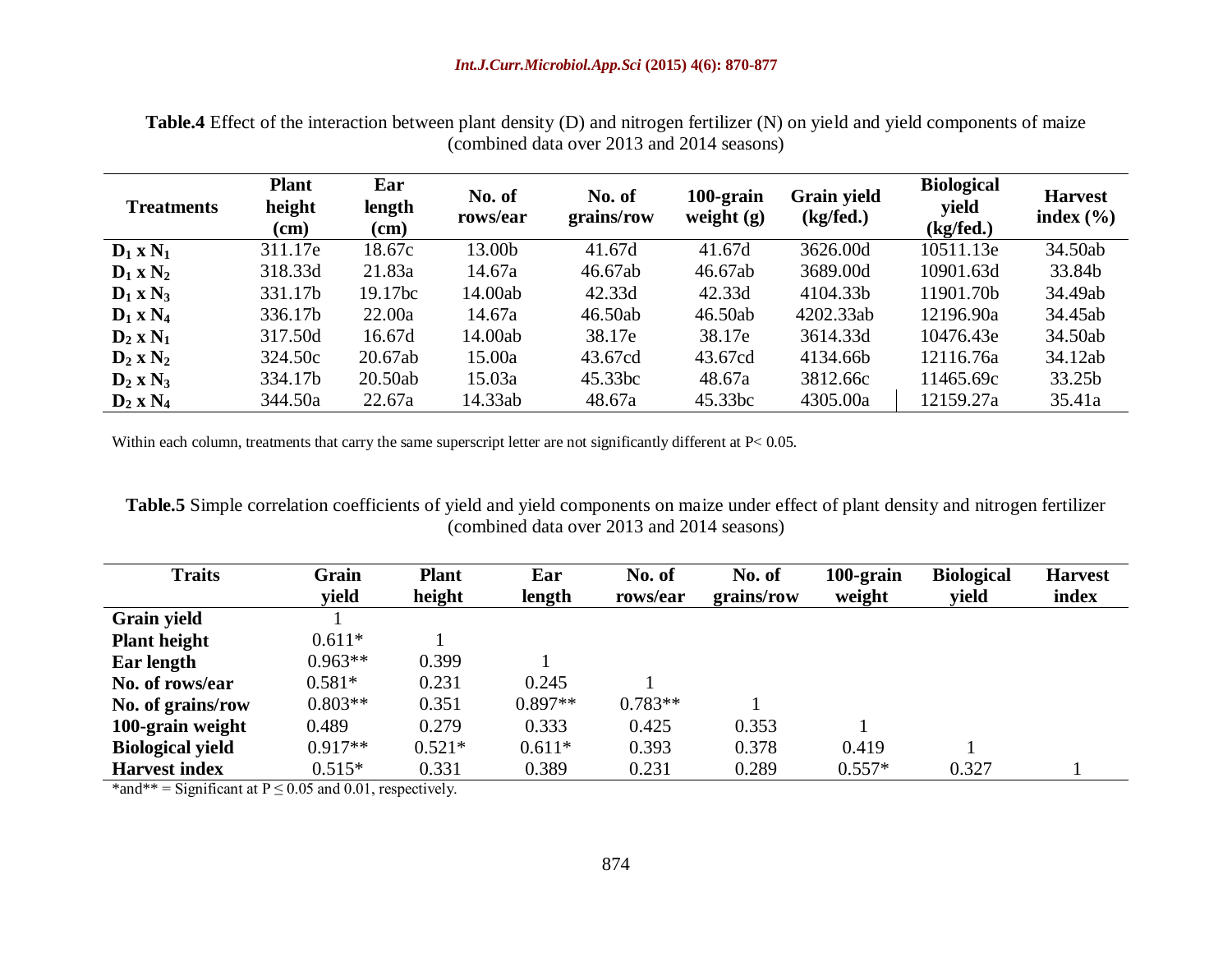**Table.4** Effect of the interaction between plant density (D) and nitrogen fertilizer (N) on yield and yield components of maize (combined data over 2013 and 2014 seasons)

| Treatments | Plant height (cm) | Ear length (cm) | No. of rows/ear | No. of grains/row | 100-grain weight (g) | Grain yield (kg/fed.) | Biological yield (kg/fed.) | Harvest index (%) |
|---|---|---|---|---|---|---|---|---|
| $D_1$ x $N_1$ | 311.17e | 18.67c | 13.00b | 41.67d | 41.67d | 3626.00d | 10511.13e | 34.50ab |
| $D_1$ x $N_2$ | 318.33d | 21.83a | 14.67a | 46.67ab | 46.67ab | 3689.00d | 10901.63d | 33.84b |
| $D_1$ x $N_3$ | 331.17b | 19.17bc | 14.00ab | 42.33d | 42.33d | 4104.33b | 11901.70b | 34.49ab |
| $D_1$ x $N_4$ | 336.17b | 22.00a | 14.67a | 46.50ab | 46.50ab | 4202.33ab | 12196.90a | 34.45ab |
| $D_2$ x $N_1$ | 317.50d | 16.67d | 14.00ab | 38.17e | 38.17e | 3614.33d | 10476.43e | 34.50ab |
| $D_2$ x $N_2$ | 324.50c | 20.67ab | 15.00a | 43.67cd | 43.67cd | 4134.66b | 12116.76a | 34.12ab |
| $D_2$ x $N_3$ | 334.17b | 20.50ab | 15.03a | 45.33bc | 48.67a | 3812.66c | 11465.69c | 33.25b |
| $D_2$ x $N_4$ | 344.50a | 22.67a | 14.33ab | 48.67a | 45.33bc | 4305.00a | 12159.27a | 35.41a |

Within each column, treatments that carry the same superscript letter are not significantly different at $P< 0.05$.

**Table.5** Simple correlation coefficients of yield and yield components on maize under effect of plant density and nitrogen fertilizer (combined data over 2013 and 2014 seasons)

| Traits | Grain yield | Plant height | Ear length | No. of rows/ear | No. of grains/row | 100-grain weight | Biological yield | Harvest index |
|---|---|---|---|---|---|---|---|---|
| **Grain yield** | 1 | | | | | | | |
| **Plant height** | 0.611* | 1 | | | | | | |
| **Ear length** | 0.963** | 0.399 | 1 | | | | | |
| **No. of rows/ear** | 0.581* | 0.231 | 0.245 | 1 | | | | |
| **No. of grains/row** | 0.803** | 0.351 | 0.897** | 0.783** | 1 | | | |
| **100-grain weight** | 0.489 | 0.279 | 0.333 | 0.425 | 0.353 | 1 | | |
| **Biological yield** | 0.917** | 0.521* | 0.611* | 0.393 | 0.378 | 0.419 | 1 | |
| **Harvest index** | 0.515* | 0.331 | 0.389 | 0.231 | 0.289 | 0.557* | 0.327 | 1 |

*and** = Significant at $P \leq 0.05$ and 0.01, respectively.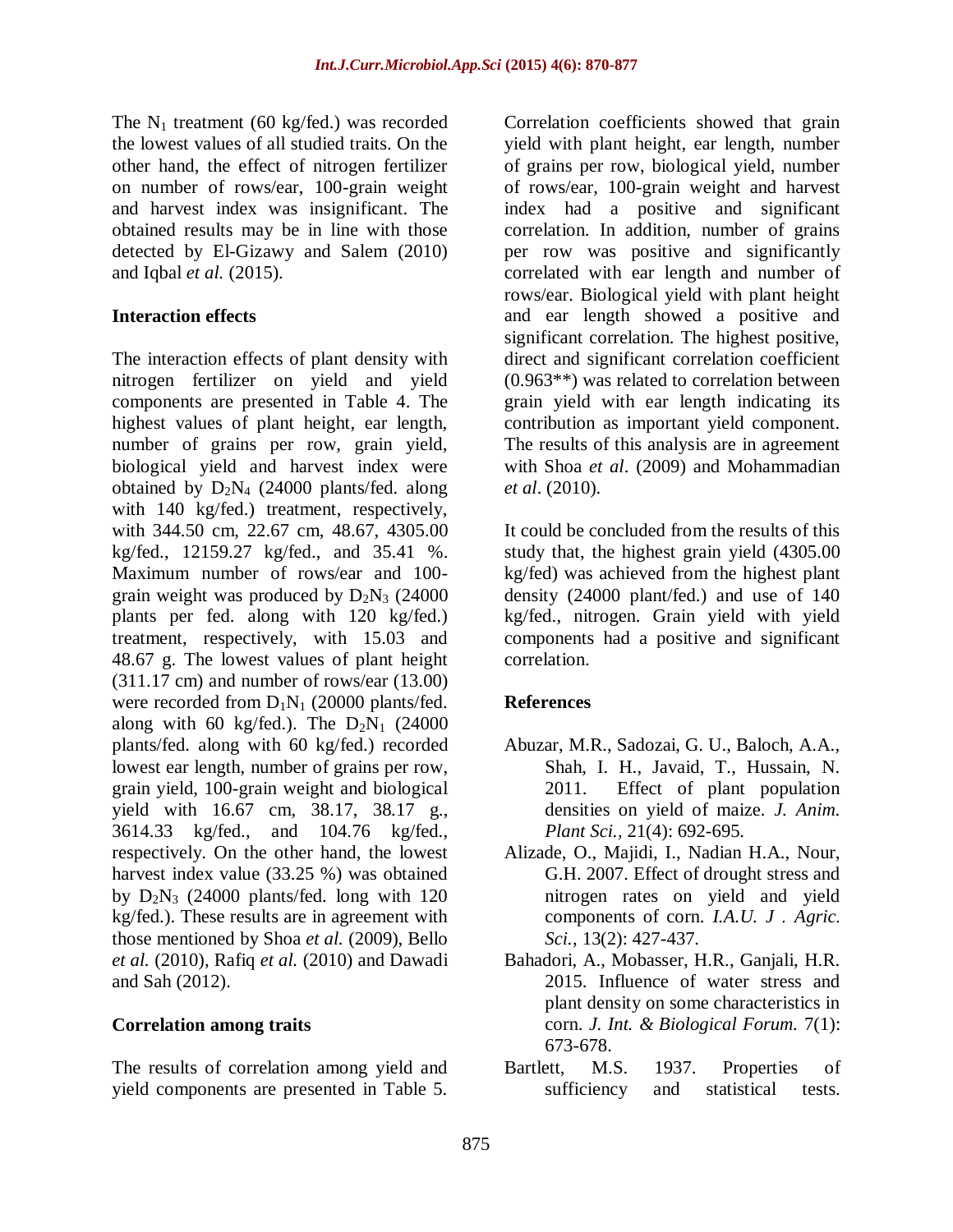The $N_1$ treatment (60 kg/fed.) was recorded the lowest values of all studied traits. On the other hand, the effect of nitrogen fertilizer on number of rows/ear, 100-grain weight and harvest index was insignificant. The obtained results may be in line with those detected by El-Gizawy and Salem (2010) and Iqbal *et al.* (2015).

### Interaction effects

The interaction effects of plant density with nitrogen fertilizer on yield and yield components are presented in Table 4. The highest values of plant height, ear length, number of grains per row, grain yield, biological yield and harvest index were obtained by $D_2N_4$ (24000 plants/fed. along with 140 kg/fed.) treatment, respectively, with 344.50 cm, 22.67 cm, 48.67, 4305.00 kg/fed., 12159.27 kg/fed., and 35.41 %. Maximum number of rows/ear and 100-grain weight was produced by $D_2N_3$ (24000 plants per fed. along with 120 kg/fed.) treatment, respectively, with 15.03 and 48.67 g. The lowest values of plant height (311.17 cm) and number of rows/ear (13.00) were recorded from $D_1N_1$ (20000 plants/fed. along with 60 kg/fed.). The $D_2N_1$ (24000 plants/fed. along with 60 kg/fed.) recorded lowest ear length, number of grains per row, grain yield, 100-grain weight and biological yield with 16.67 cm, 38.17, 38.17 g., 3614.33 kg/fed., and 104.76 kg/fed., respectively. On the other hand, the lowest harvest index value (33.25 %) was obtained by $D_2N_3$ (24000 plants/fed. long with 120 kg/fed.). These results are in agreement with those mentioned by Shoa *et al.* (2009), Bello *et al.* (2010), Rafiq *et al.* (2010) and Dawadi and Sah (2012).

### Correlation among traits

The results of correlation among yield and yield components are presented in Table 5. Correlation coefficients showed that grain yield with plant height, ear length, number of grains per row, biological yield, number of rows/ear, 100-grain weight and harvest index had a positive and significant correlation. In addition, number of grains per row was positive and significantly correlated with ear length and number of rows/ear. Biological yield with plant height and ear length showed a positive and significant correlation. The highest positive, direct and significant correlation coefficient (0.963**) was related to correlation between grain yield with ear length indicating its contribution as important yield component. The results of this analysis are in agreement with Shoa *et al*. (2009) and Mohammadian *et al*. (2010).

It could be concluded from the results of this study that, the highest grain yield (4305.00 kg/fed) was achieved from the highest plant density (24000 plant/fed.) and use of 140 kg/fed., nitrogen. Grain yield with yield components had a positive and significant correlation.

### References

- Abuzar, M.R., Sadozai, G. U., Baloch, A.A., Shah, I. H., Javaid, T., Hussain, N. 2011. Effect of plant population densities on yield of maize. *J. Anim. Plant Sci.*, 21(4): 692-695.
- Alizade, O., Majidi, I., Nadian H.A., Nour, G.H. 2007. Effect of drought stress and nitrogen rates on yield and yield components of corn. *I.A.U. J . Agric. Sci.*, 13(2): 427-437.
- Bahadori, A., Mobasser, H.R., Ganjali, H.R. 2015. Influence of water stress and plant density on some characteristics in corn. *J. Int. & Biological Forum.* 7(1): 673-678.
- Bartlett, M.S. 1937. Properties of sufficiency and statistical tests.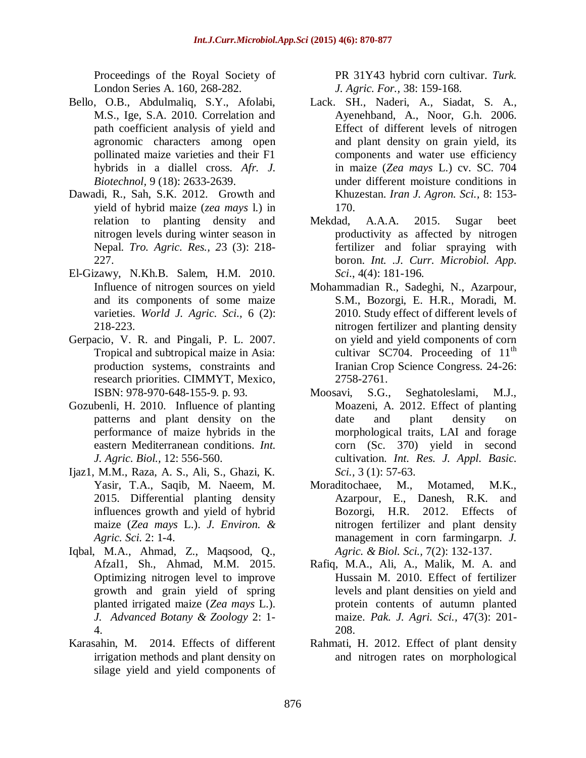Proceedings of the Royal Society of London Series A. 160, 268-282.

Bello, O.B., Abdulmaliq, S.Y., Afolabi, M.S., Ige, S.A. 2010. Correlation and path coefficient analysis of yield and agronomic characters among open pollinated maize varieties and their F1 hybrids in a diallel cross. *Afr. J. Biotechnol*, 9 (18): 2633-2639.

Dawadi, R., Sah, S.K. 2012. Growth and yield of hybrid maize (*zea mays* l.) in relation to planting density and nitrogen levels during winter season in Nepal. *Tro. Agric. Res., 2*3 (3): 218-227.

El-Gizawy, N.Kh.B. Salem, H.M. 2010. Influence of nitrogen sources on yield and its components of some maize varieties. *World J. Agric. Sci.*, 6 (2): 218-223.

Gerpacio, V. R. and Pingali, P. L. 2007. Tropical and subtropical maize in Asia: production systems, constraints and research priorities. CIMMYT, Mexico, ISBN: 978-970-648-155-9. p. 93.

Gozubenli, H. 2010. Influence of planting patterns and plant density on the performance of maize hybrids in the eastern Mediterranean conditions. *Int. J. Agric. Biol.,* 12: 556-560.

Ijaz1, M.M., Raza, A. S., Ali, S., Ghazi, K. Yasir, T.A., Saqib, M. Naeem, M. 2015. Differential planting density influences growth and yield of hybrid maize (*Zea mays* L.). *J. Environ. & Agric. Sci.* 2: 1-4.

Iqbal, M.A., Ahmad, Z., Maqsood, Q., Afzal1, Sh., Ahmad, M.M. 2015. Optimizing nitrogen level to improve growth and grain yield of spring planted irrigated maize (*Zea mays* L.). *J. Advanced Botany & Zoology* 2: 1-4.

Karasahin, M. 2014. Effects of different irrigation methods and plant density on silage yield and yield components of PR 31Y43 hybrid corn cultivar. *Turk. J. Agric. For.*, 38: 159-168.

Lack. SH., Naderi, A., Siadat, S. A., Ayenehband, A., Noor, G.h. 2006. Effect of different levels of nitrogen and plant density on grain yield, its components and water use efficiency in maize (*Zea mays* L.) cv. SC. 704 under different moisture conditions in Khuzestan. *Iran J. Agron. Sci.,* 8: 153-170.

Mekdad, A.A.A. 2015. Sugar beet productivity as affected by nitrogen fertilizer and foliar spraying with boron. *Int. .J. Curr. Microbiol. App. Sci*., 4(4): 181-196.

Mohammadian R., Sadeghi, N., Azarpour, S.M., Bozorgi, E. H.R., Moradi, M. 2010. Study effect of different levels of nitrogen fertilizer and planting density on yield and yield components of corn cultivar SC704. Proceeding of 11th Iranian Crop Science Congress. 24-26: 2758-2761.

Moosavi, S.G., Seghatoleslami, M.J., Moazeni, A. 2012. Effect of planting date and plant density on morphological traits, LAI and forage corn (Sc. 370) yield in second cultivation. *Int. Res. J. Appl. Basic. Sci.,* 3 (1): 57-63.

Moraditochaee, M., Motamed, M.K., Azarpour, E., Danesh, R.K. and Bozorgi, H.R. 2012. Effects of nitrogen fertilizer and plant density management in corn farmingarpn. *J. Agric. & Biol. Sci.,* 7(2): 132-137.

Rafiq, M.A., Ali, A., Malik, M. A. and Hussain M. 2010. Effect of fertilizer levels and plant densities on yield and protein contents of autumn planted maize. *Pak. J. Agri. Sci.,* 47(3): 201-208.

Rahmati, H. 2012. Effect of plant density and nitrogen rates on morphological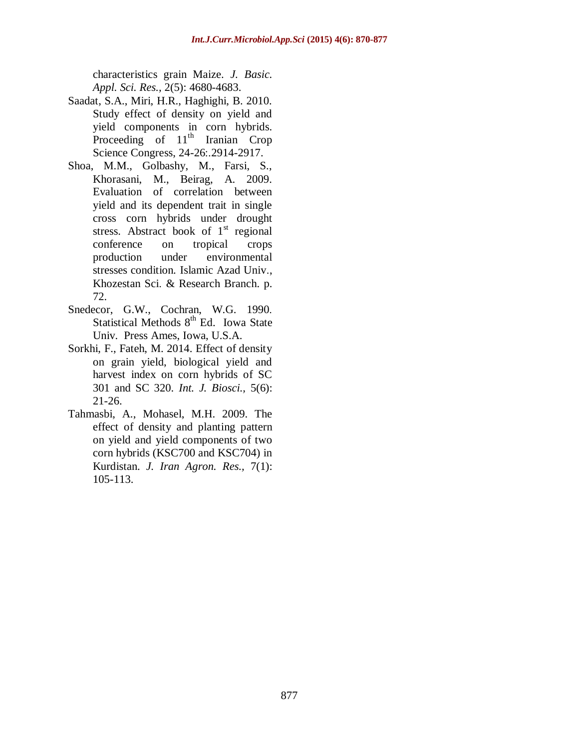characteristics grain Maize. *J. Basic. Appl. Sci. Res.,* 2(5): 4680-4683.

Saadat, S.A., Miri, H.R., Haghighi, B. 2010. Study effect of density on yield and yield components in corn hybrids. Proceeding of 11th Iranian Crop Science Congress, 24-26:.2914-2917.

Shoa, M.M., Golbashy, M., Farsi, S., Khorasani, M., Beirag, A. 2009. Evaluation of correlation between yield and its dependent trait in single cross corn hybrids under drought stress. Abstract book of 1st regional conference on tropical crops production under environmental stresses condition. Islamic Azad Univ., Khozestan Sci. & Research Branch. p. 72.

Snedecor, G.W., Cochran, W.G. 1990. Statistical Methods 8th Ed. Iowa State Univ. Press Ames, Iowa, U.S.A.

Sorkhi, F., Fateh, M. 2014. Effect of density on grain yield, biological yield and harvest index on corn hybrids of SC 301 and SC 320. *Int. J. Biosci.,* 5(6): 21-26.

Tahmasbi, A., Mohasel, M.H. 2009. The effect of density and planting pattern on yield and yield components of two corn hybrids (KSC700 and KSC704) in Kurdistan. *J. Iran Agron. Res.,* 7(1): 105-113.